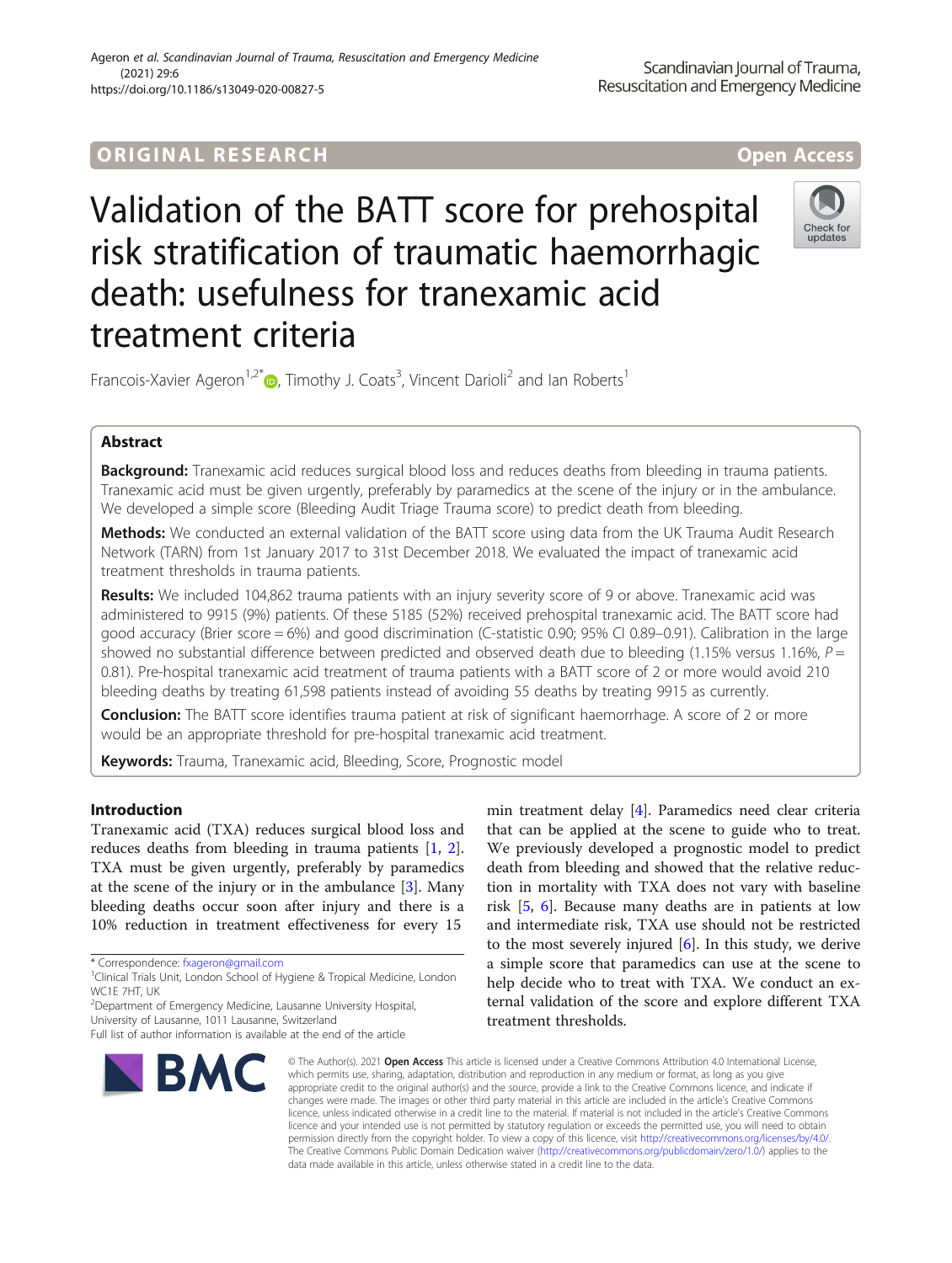ORIGINAL RESEARCH

Open Access

# Validation of the BATT score for prehospital risk stratification of traumatic haemorrhagic death: usefulness for tranexamic acid treatment criteria

Francois-Xavier Ageron[1,2*], Timothy J. Coats[3], Vincent Darioli[2] and Ian Roberts[1]

## Abstract

**Background:** Tranexamic acid reduces surgical blood loss and reduces deaths from bleeding in trauma patients. Tranexamic acid must be given urgently, preferably by paramedics at the scene of the injury or in the ambulance. We developed a simple score (Bleeding Audit Triage Trauma score) to predict death from bleeding.

**Methods:** We conducted an external validation of the BATT score using data from the UK Trauma Audit Research Network (TARN) from 1st January 2017 to 31st December 2018. We evaluated the impact of tranexamic acid treatment thresholds in trauma patients.

**Results:** We included 104,862 trauma patients with an injury severity score of 9 or above. Tranexamic acid was administered to 9915 (9%) patients. Of these 5185 (52%) received prehospital tranexamic acid. The BATT score had good accuracy (Brier score = 6%) and good discrimination (C-statistic 0.90; 95% CI 0.89–0.91). Calibration in the large showed no substantial difference between predicted and observed death due to bleeding (1.15% versus 1.16%, $P = 0.81$). Pre-hospital tranexamic acid treatment of trauma patients with a BATT score of 2 or more would avoid 210 bleeding deaths by treating 61,598 patients instead of avoiding 55 deaths by treating 9915 as currently.

**Conclusion:** The BATT score identifies trauma patient at risk of significant haemorrhage. A score of 2 or more would be an appropriate threshold for pre-hospital tranexamic acid treatment.

**Keywords:** Trauma, Tranexamic acid, Bleeding, Score, Prognostic model

## Introduction

Tranexamic acid (TXA) reduces surgical blood loss and reduces deaths from bleeding in trauma patients [1, 2]. TXA must be given urgently, preferably by paramedics at the scene of the injury or in the ambulance [3]. Many bleeding deaths occur soon after injury and there is a 10% reduction in treatment effectiveness for every 15 min treatment delay [4]. Paramedics need clear criteria that can be applied at the scene to guide who to treat. We previously developed a prognostic model to predict death from bleeding and showed that the relative reduction in mortality with TXA does not vary with baseline risk [5, 6]. Because many deaths are in patients at low and intermediate risk, TXA use should not be restricted to the most severely injured [6]. In this study, we derive a simple score that paramedics can use at the scene to help decide who to treat with TXA. We conduct an external validation of the score and explore different TXA treatment thresholds.

* Correspondence: fxageron@gmail.com
[1] Clinical Trials Unit, London School of Hygiene & Tropical Medicine, London WC1E 7HT, UK
[2] Department of Emergency Medicine, Lausanne University Hospital, University of Lausanne, 1011 Lausanne, Switzerland
Full list of author information is available at the end of the article

© The Author(s). 2021 **Open Access** This article is licensed under a Creative Commons Attribution 4.0 International License, which permits use, sharing, adaptation, distribution and reproduction in any medium or format, as long as you give appropriate credit to the original author(s) and the source, provide a link to the Creative Commons licence, and indicate if changes were made. The images or other third party material in this article are included in the article's Creative Commons licence, unless indicated otherwise in a credit line to the material. If material is not included in the article's Creative Commons licence and your intended use is not permitted by statutory regulation or exceeds the permitted use, you will need to obtain permission directly from the copyright holder. To view a copy of this licence, visit http://creativecommons.org/licenses/by/4.0/. The Creative Commons Public Domain Dedication waiver (http://creativecommons.org/publicdomain/zero/1.0/) applies to the data made available in this article, unless otherwise stated in a credit line to the data.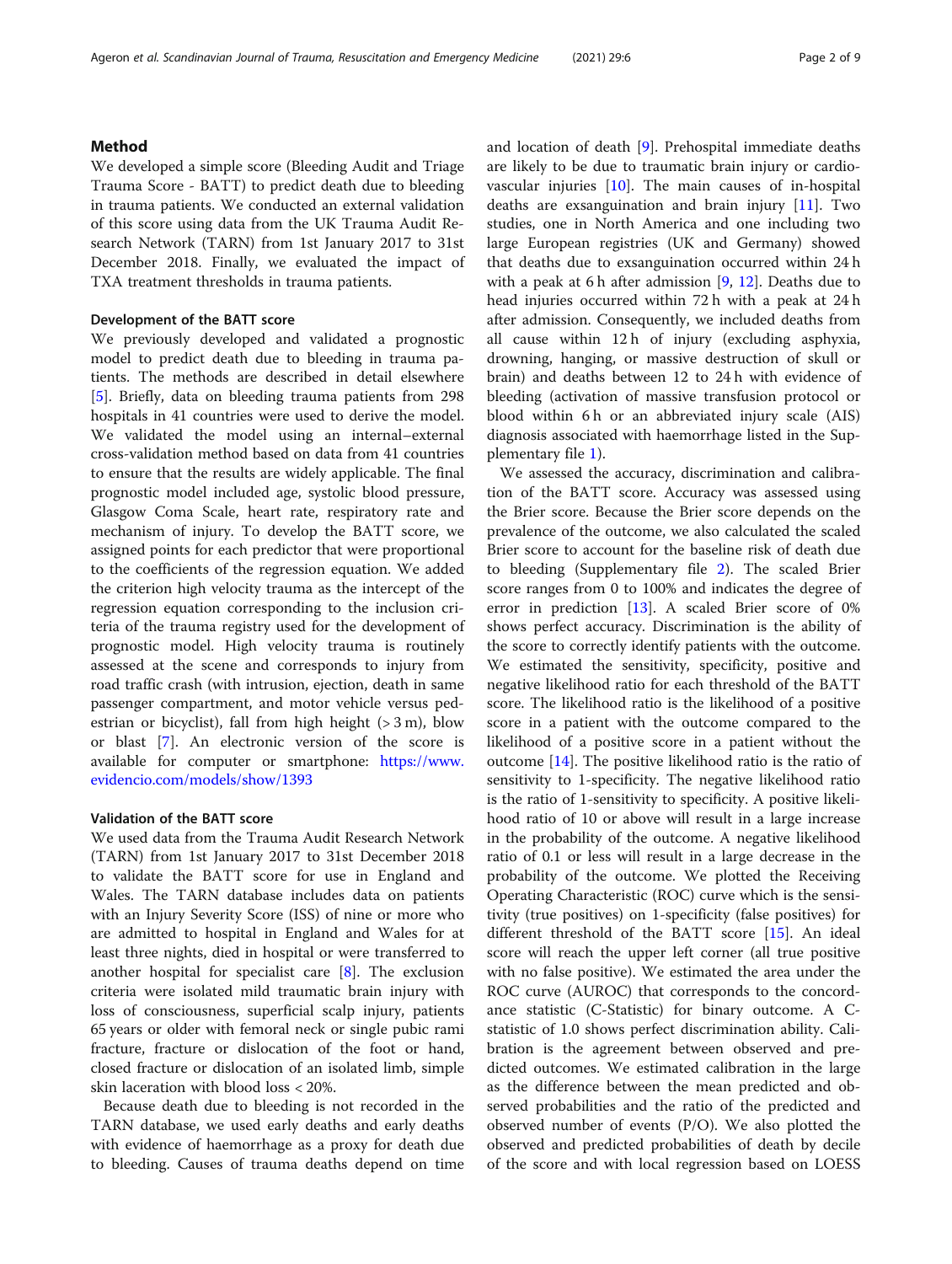## Method

We developed a simple score (Bleeding Audit and Triage Trauma Score - BATT) to predict death due to bleeding in trauma patients. We conducted an external validation of this score using data from the UK Trauma Audit Research Network (TARN) from 1st January 2017 to 31st December 2018. Finally, we evaluated the impact of TXA treatment thresholds in trauma patients.

### Development of the BATT score

We previously developed and validated a prognostic model to predict death due to bleeding in trauma patients. The methods are described in detail elsewhere [5]. Briefly, data on bleeding trauma patients from 298 hospitals in 41 countries were used to derive the model. We validated the model using an internal–external cross-validation method based on data from 41 countries to ensure that the results are widely applicable. The final prognostic model included age, systolic blood pressure, Glasgow Coma Scale, heart rate, respiratory rate and mechanism of injury. To develop the BATT score, we assigned points for each predictor that were proportional to the coefficients of the regression equation. We added the criterion high velocity trauma as the intercept of the regression equation corresponding to the inclusion criteria of the trauma registry used for the development of prognostic model. High velocity trauma is routinely assessed at the scene and corresponds to injury from road traffic crash (with intrusion, ejection, death in same passenger compartment, and motor vehicle versus pedestrian or bicyclist), fall from high height (> 3 m), blow or blast [7]. An electronic version of the score is available for computer or smartphone: https://www.evidencio.com/models/show/1393

### Validation of the BATT score

We used data from the Trauma Audit Research Network (TARN) from 1st January 2017 to 31st December 2018 to validate the BATT score for use in England and Wales. The TARN database includes data on patients with an Injury Severity Score (ISS) of nine or more who are admitted to hospital in England and Wales for at least three nights, died in hospital or were transferred to another hospital for specialist care [8]. The exclusion criteria were isolated mild traumatic brain injury with loss of consciousness, superficial scalp injury, patients 65 years or older with femoral neck or single pubic rami fracture, fracture or dislocation of the foot or hand, closed fracture or dislocation of an isolated limb, simple skin laceration with blood loss < 20%.

Because death due to bleeding is not recorded in the TARN database, we used early deaths and early deaths with evidence of haemorrhage as a proxy for death due to bleeding. Causes of trauma deaths depend on time and location of death [9]. Prehospital immediate deaths are likely to be due to traumatic brain injury or cardiovascular injuries [10]. The main causes of in-hospital deaths are exsanguination and brain injury [11]. Two studies, one in North America and one including two large European registries (UK and Germany) showed that deaths due to exsanguination occurred within 24 h with a peak at 6 h after admission [9, 12]. Deaths due to head injuries occurred within 72 h with a peak at 24 h after admission. Consequently, we included deaths from all cause within 12 h of injury (excluding asphyxia, drowning, hanging, or massive destruction of skull or brain) and deaths between 12 to 24 h with evidence of bleeding (activation of massive transfusion protocol or blood within 6 h or an abbreviated injury scale (AIS) diagnosis associated with haemorrhage listed in the Supplementary file 1).

We assessed the accuracy, discrimination and calibration of the BATT score. Accuracy was assessed using the Brier score. Because the Brier score depends on the prevalence of the outcome, we also calculated the scaled Brier score to account for the baseline risk of death due to bleeding (Supplementary file 2). The scaled Brier score ranges from 0 to 100% and indicates the degree of error in prediction [13]. A scaled Brier score of 0% shows perfect accuracy. Discrimination is the ability of the score to correctly identify patients with the outcome. We estimated the sensitivity, specificity, positive and negative likelihood ratio for each threshold of the BATT score. The likelihood ratio is the likelihood of a positive score in a patient with the outcome compared to the likelihood of a positive score in a patient without the outcome [14]. The positive likelihood ratio is the ratio of sensitivity to 1-specificity. The negative likelihood ratio is the ratio of 1-sensitivity to specificity. A positive likelihood ratio of 10 or above will result in a large increase in the probability of the outcome. A negative likelihood ratio of 0.1 or less will result in a large decrease in the probability of the outcome. We plotted the Receiving Operating Characteristic (ROC) curve which is the sensitivity (true positives) on 1-specificity (false positives) for different threshold of the BATT score [15]. An ideal score will reach the upper left corner (all true positive with no false positive). We estimated the area under the ROC curve (AUROC) that corresponds to the concordance statistic (C-Statistic) for binary outcome. A C-statistic of 1.0 shows perfect discrimination ability. Calibration is the agreement between observed and predicted outcomes. We estimated calibration in the large as the difference between the mean predicted and observed probabilities and the ratio of the predicted and observed number of events (P/O). We also plotted the observed and predicted probabilities of death by decile of the score and with local regression based on LOESS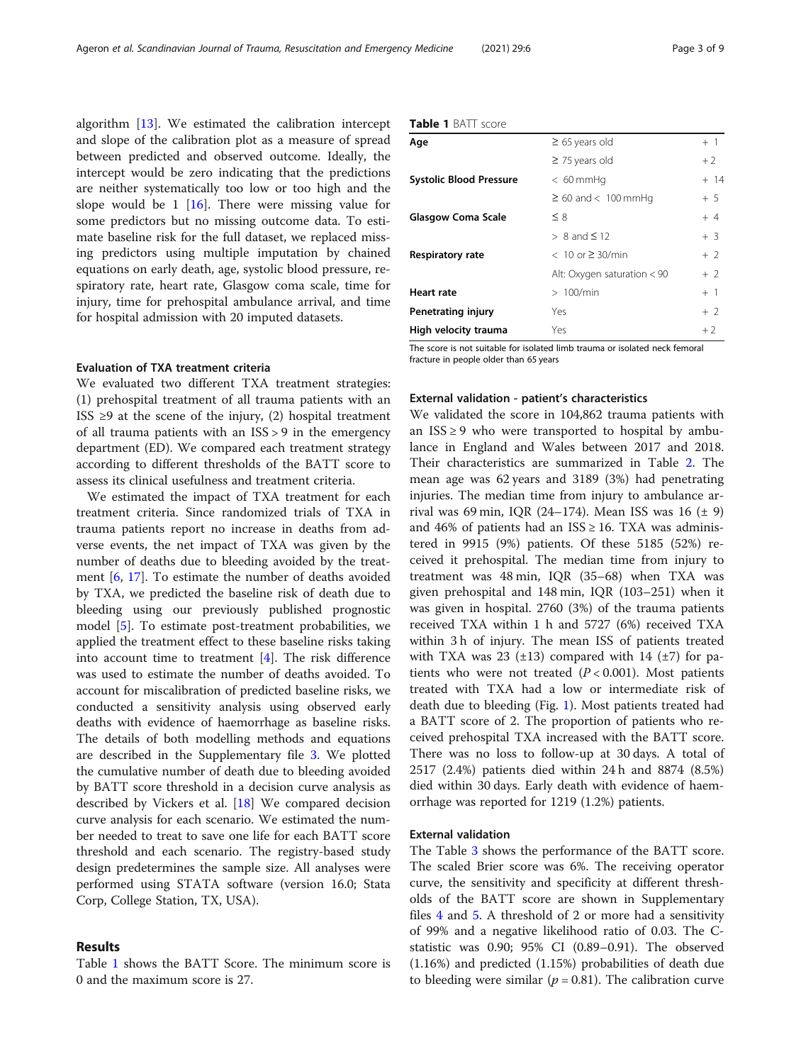algorithm [13]. We estimated the calibration intercept and slope of the calibration plot as a measure of spread between predicted and observed outcome. Ideally, the intercept would be zero indicating that the predictions are neither systematically too low or too high and the slope would be 1 [16]. There were missing value for some predictors but no missing outcome data. To estimate baseline risk for the full dataset, we replaced missing predictors using multiple imputation by chained equations on early death, age, systolic blood pressure, respiratory rate, heart rate, Glasgow coma scale, time for injury, time for prehospital ambulance arrival, and time for hospital admission with 20 imputed datasets.

### Evaluation of TXA treatment criteria

We evaluated two different TXA treatment strategies: (1) prehospital treatment of all trauma patients with an ISS ≥9 at the scene of the injury, (2) hospital treatment of all trauma patients with an ISS > 9 in the emergency department (ED). We compared each treatment strategy according to different thresholds of the BATT score to assess its clinical usefulness and treatment criteria.

We estimated the impact of TXA treatment for each treatment criteria. Since randomized trials of TXA in trauma patients report no increase in deaths from adverse events, the net impact of TXA was given by the number of deaths due to bleeding avoided by the treatment [6, 17]. To estimate the number of deaths avoided by TXA, we predicted the baseline risk of death due to bleeding using our previously published prognostic model [5]. To estimate post-treatment probabilities, we applied the treatment effect to these baseline risks taking into account time to treatment [4]. The risk difference was used to estimate the number of deaths avoided. To account for miscalibration of predicted baseline risks, we conducted a sensitivity analysis using observed early deaths with evidence of haemorrhage as baseline risks. The details of both modelling methods and equations are described in the Supplementary file 3. We plotted the cumulative number of death due to bleeding avoided by BATT score threshold in a decision curve analysis as described by Vickers et al. [18] We compared decision curve analysis for each scenario. We estimated the number needed to treat to save one life for each BATT score threshold and each scenario. The registry-based study design predetermines the sample size. All analyses were performed using STATA software (version 16.0; Stata Corp, College Station, TX, USA).

## Results

Table 1 shows the BATT Score. The minimum score is 0 and the maximum score is 27.

**Table 1** BATT score

| | | |
|---|---|---|
| **Age** | ≥ 65 years old | + 1 |
| | ≥ 75 years old | + 2 |
| **Systolic Blood Pressure** | < 60 mmHg | + 14 |
| | ≥ 60 and < 100 mmHg | + 5 |
| **Glasgow Coma Scale** | ≤ 8 | + 4 |
| | > 8 and ≤ 12 | + 3 |
| **Respiratory rate** | < 10 or ≥ 30/min | + 2 |
| | Alt: Oxygen saturation < 90 | + 2 |
| **Heart rate** | > 100/min | + 1 |
| **Penetrating injury** | Yes | + 2 |
| **High velocity trauma** | Yes | + 2 |

The score is not suitable for isolated limb trauma or isolated neck femoral fracture in people older than 65 years

### External validation - patient's characteristics

We validated the score in 104,862 trauma patients with an ISS ≥ 9 who were transported to hospital by ambulance in England and Wales between 2017 and 2018. Their characteristics are summarized in Table 2. The mean age was 62 years and 3189 (3%) had penetrating injuries. The median time from injury to ambulance arrival was 69 min, IQR (24–174). Mean ISS was 16 (± 9) and 46% of patients had an ISS ≥ 16. TXA was administered in 9915 (9%) patients. Of these 5185 (52%) received it prehospital. The median time from injury to treatment was 48 min, IQR (35–68) when TXA was given prehospital and 148 min, IQR (103–251) when it was given in hospital. 2760 (3%) of the trauma patients received TXA within 1 h and 5727 (6%) received TXA within 3 h of injury. The mean ISS of patients treated with TXA was 23 (±13) compared with 14 (±7) for patients who were not treated ($P < 0.001$). Most patients treated with TXA had a low or intermediate risk of death due to bleeding (Fig. 1). Most patients treated had a BATT score of 2. The proportion of patients who received prehospital TXA increased with the BATT score. There was no loss to follow-up at 30 days. A total of 2517 (2.4%) patients died within 24 h and 8874 (8.5%) died within 30 days. Early death with evidence of haemorrhage was reported for 1219 (1.2%) patients.

### External validation

The Table 3 shows the performance of the BATT score. The scaled Brier score was 6%. The receiving operator curve, the sensitivity and specificity at different thresholds of the BATT score are shown in Supplementary files 4 and 5. A threshold of 2 or more had a sensitivity of 99% and a negative likelihood ratio of 0.03. The C-statistic was 0.90; 95% CI (0.89–0.91). The observed (1.16%) and predicted (1.15%) probabilities of death due to bleeding were similar ($p = 0.81$). The calibration curve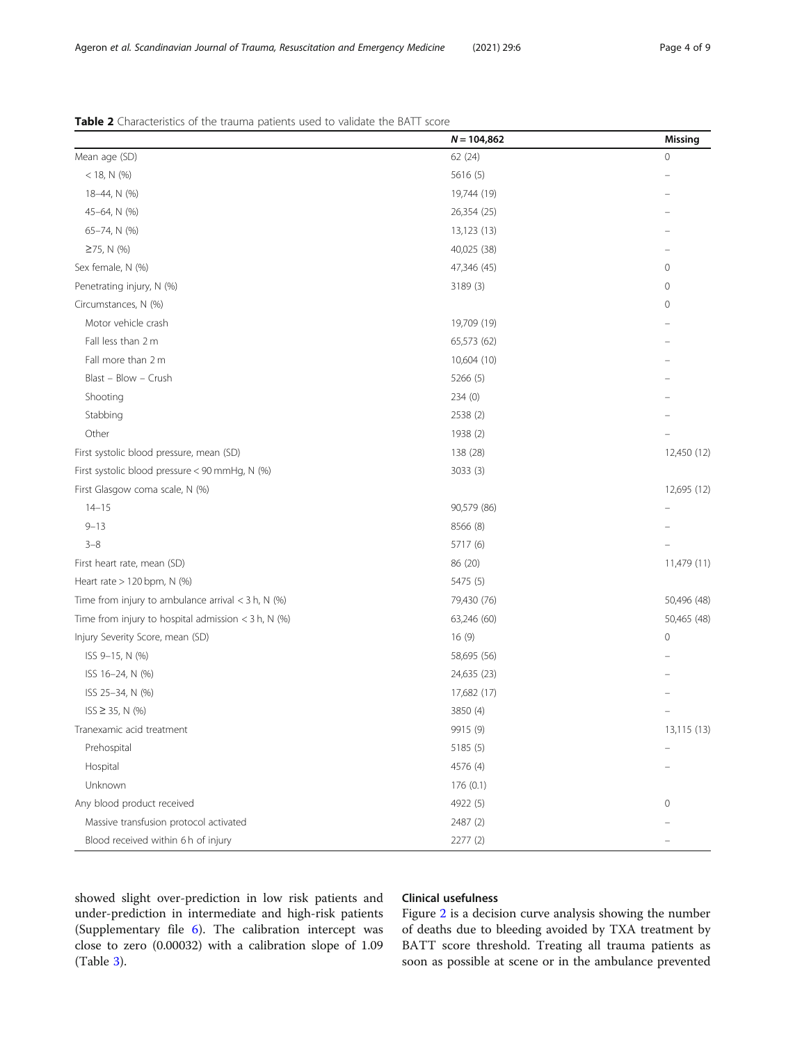**Table 2** Characteristics of the trauma patients used to validate the BATT score

| | $N = 104{,}862$ | Missing |
|---|---|---|
| Mean age (SD) | 62 (24) | 0 |
| < 18, N (%) | 5616 (5) | – |
| 18–44, N (%) | 19,744 (19) | – |
| 45–64, N (%) | 26,354 (25) | – |
| 65–74, N (%) | 13,123 (13) | – |
| ≥75, N (%) | 40,025 (38) | – |
| Sex female, N (%) | 47,346 (45) | 0 |
| Penetrating injury, N (%) | 3189 (3) | 0 |
| Circumstances, N (%) | | 0 |
| Motor vehicle crash | 19,709 (19) | – |
| Fall less than 2 m | 65,573 (62) | – |
| Fall more than 2 m | 10,604 (10) | – |
| Blast – Blow – Crush | 5266 (5) | – |
| Shooting | 234 (0) | – |
| Stabbing | 2538 (2) | – |
| Other | 1938 (2) | – |
| First systolic blood pressure, mean (SD) | 138 (28) | 12,450 (12) |
| First systolic blood pressure < 90 mmHg, N (%) | 3033 (3) | |
| First Glasgow coma scale, N (%) | | 12,695 (12) |
| 14–15 | 90,579 (86) | – |
| 9–13 | 8566 (8) | – |
| 3–8 | 5717 (6) | – |
| First heart rate, mean (SD) | 86 (20) | 11,479 (11) |
| Heart rate > 120 bpm, N (%) | 5475 (5) | |
| Time from injury to ambulance arrival < 3 h, N (%) | 79,430 (76) | 50,496 (48) |
| Time from injury to hospital admission < 3 h, N (%) | 63,246 (60) | 50,465 (48) |
| Injury Severity Score, mean (SD) | 16 (9) | 0 |
| ISS 9–15, N (%) | 58,695 (56) | – |
| ISS 16–24, N (%) | 24,635 (23) | – |
| ISS 25–34, N (%) | 17,682 (17) | – |
| ISS ≥ 35, N (%) | 3850 (4) | – |
| Tranexamic acid treatment | 9915 (9) | 13,115 (13) |
| Prehospital | 5185 (5) | – |
| Hospital | 4576 (4) | – |
| Unknown | 176 (0.1) | |
| Any blood product received | 4922 (5) | 0 |
| Massive transfusion protocol activated | 2487 (2) | – |
| Blood received within 6 h of injury | 2277 (2) | – |

showed slight over-prediction in low risk patients and under-prediction in intermediate and high-risk patients (Supplementary file 6). The calibration intercept was close to zero (0.00032) with a calibration slope of 1.09 (Table 3).

### Clinical usefulness

Figure 2 is a decision curve analysis showing the number of deaths due to bleeding avoided by TXA treatment by BATT score threshold. Treating all trauma patients as soon as possible at scene or in the ambulance prevented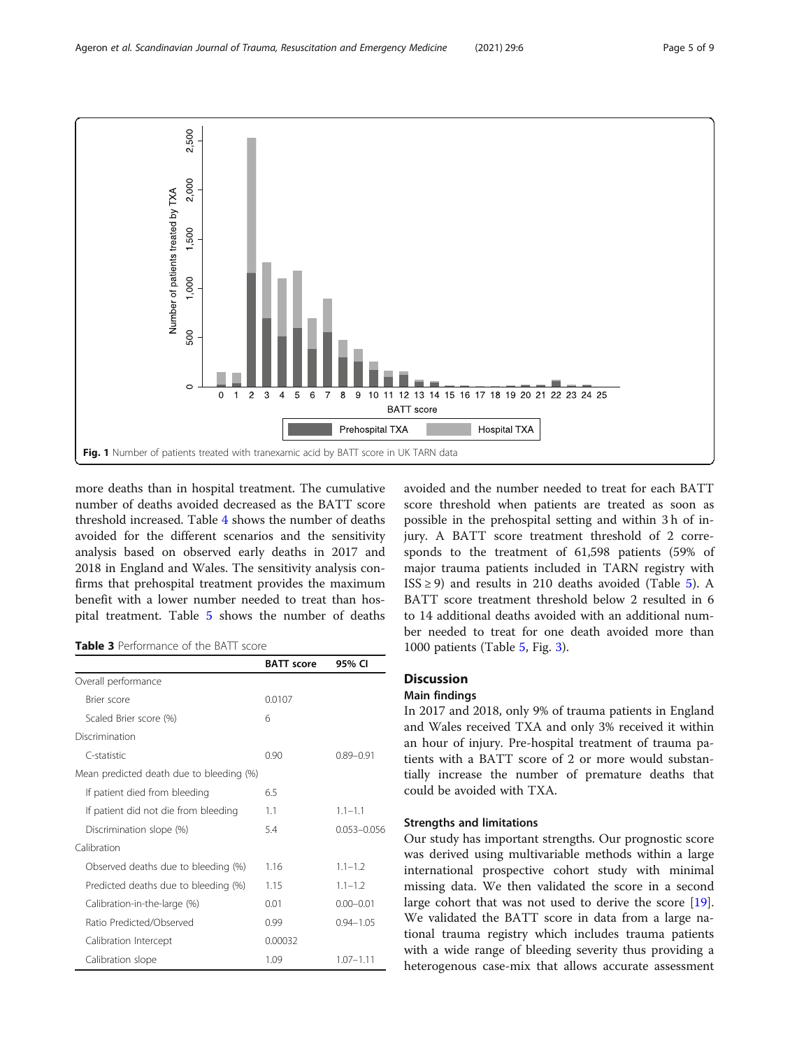Fig. 1 Number of patients treated with tranexamic acid by BATT score in UK TARN data

more deaths than in hospital treatment. The cumulative number of deaths avoided decreased as the BATT score threshold increased. Table 4 shows the number of deaths avoided for the different scenarios and the sensitivity analysis based on observed early deaths in 2017 and 2018 in England and Wales. The sensitivity analysis confirms that prehospital treatment provides the maximum benefit with a lower number needed to treat than hospital treatment. Table 5 shows the number of deaths avoided and the number needed to treat for each BATT score threshold when patients are treated as soon as possible in the prehospital setting and within 3 h of injury. A BATT score treatment threshold of 2 corresponds to the treatment of 61,598 patients (59% of major trauma patients included in TARN registry with ISS ≥ 9) and results in 210 deaths avoided (Table 5). A BATT score treatment threshold below 2 resulted in 6 to 14 additional deaths avoided with an additional number needed to treat for one death avoided more than 1000 patients (Table 5, Fig. 3).

**Table 3** Performance of the BATT score

| | BATT score | 95% CI |
|---|---|---|
| Overall performance | | |
| Brier score | 0.0107 | |
| Scaled Brier score (%) | 6 | |
| Discrimination | | |
| C-statistic | 0.90 | 0.89–0.91 |
| Mean predicted death due to bleeding (%) | | |
| If patient died from bleeding | 6.5 | |
| If patient did not die from bleeding | 1.1 | 1.1–1.1 |
| Discrimination slope (%) | 5.4 | 0.053–0.056 |
| Calibration | | |
| Observed deaths due to bleeding (%) | 1.16 | 1.1–1.2 |
| Predicted deaths due to bleeding (%) | 1.15 | 1.1–1.2 |
| Calibration-in-the-large (%) | 0.01 | 0.00–0.01 |
| Ratio Predicted/Observed | 0.99 | 0.94–1.05 |
| Calibration Intercept | 0.00032 | |
| Calibration slope | 1.09 | 1.07–1.11 |

## Discussion

### Main findings

In 2017 and 2018, only 9% of trauma patients in England and Wales received TXA and only 3% received it within an hour of injury. Pre-hospital treatment of trauma patients with a BATT score of 2 or more would substantially increase the number of premature deaths that could be avoided with TXA.

### Strengths and limitations

Our study has important strengths. Our prognostic score was derived using multivariable methods within a large international prospective cohort study with minimal missing data. We then validated the score in a second large cohort that was not used to derive the score [19]. We validated the BATT score in data from a large national trauma registry which includes trauma patients with a wide range of bleeding severity thus providing a heterogenous case-mix that allows accurate assessment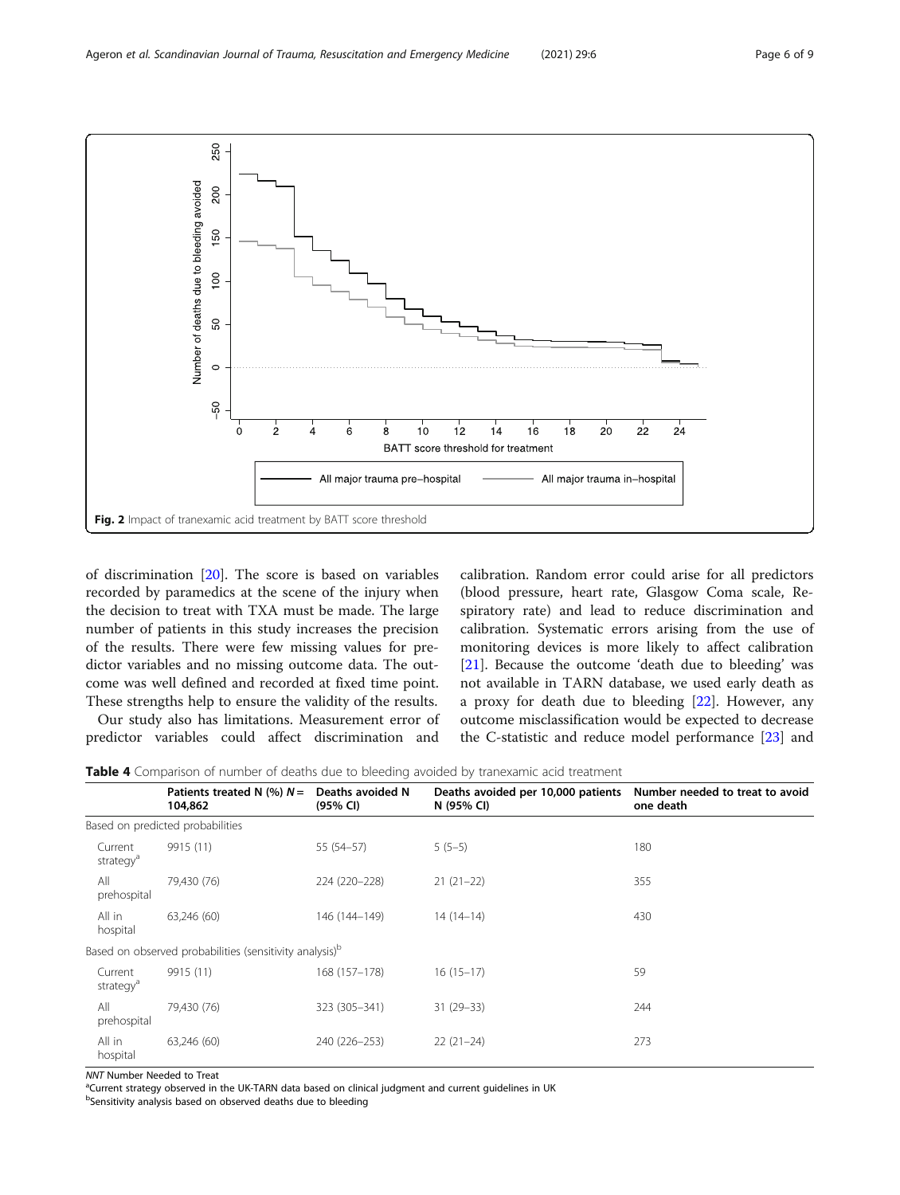Fig. 2 Impact of tranexamic acid treatment by BATT score threshold

of discrimination [20]. The score is based on variables recorded by paramedics at the scene of the injury when the decision to treat with TXA must be made. The large number of patients in this study increases the precision of the results. There were few missing values for predictor variables and no missing outcome data. The outcome was well defined and recorded at fixed time point. These strengths help to ensure the validity of the results.

Our study also has limitations. Measurement error of predictor variables could affect discrimination and calibration. Random error could arise for all predictors (blood pressure, heart rate, Glasgow Coma scale, Respiratory rate) and lead to reduce discrimination and calibration. Systematic errors arising from the use of monitoring devices is more likely to affect calibration [21]. Because the outcome 'death due to bleeding' was not available in TARN database, we used early death as a proxy for death due to bleeding [22]. However, any outcome misclassification would be expected to decrease the C-statistic and reduce model performance [23] and

**Table 4** Comparison of number of deaths due to bleeding avoided by tranexamic acid treatment

| | Patients treated N (%) N = 104,862 | Deaths avoided N (95% CI) | Deaths avoided per 10,000 patients N (95% CI) | Number needed to treat to avoid one death |
|---|---|---|---|---|
| Based on predicted probabilities | | | | |
| Current strategy[a] | 9915 (11) | 55 (54–57) | 5 (5–5) | 180 |
| All prehospital | 79,430 (76) | 224 (220–228) | 21 (21–22) | 355 |
| All in hospital | 63,246 (60) | 146 (144–149) | 14 (14–14) | 430 |
| Based on observed probabilities (sensitivity analysis)[b] | | | | |
| Current strategy[a] | 9915 (11) | 168 (157–178) | 16 (15–17) | 59 |
| All prehospital | 79,430 (76) | 323 (305–341) | 31 (29–33) | 244 |
| All in hospital | 63,246 (60) | 240 (226–253) | 22 (21–24) | 273 |

*NNT* Number Needed to Treat
[a]Current strategy observed in the UK-TARN data based on clinical judgment and current guidelines in UK
[b]Sensitivity analysis based on observed deaths due to bleeding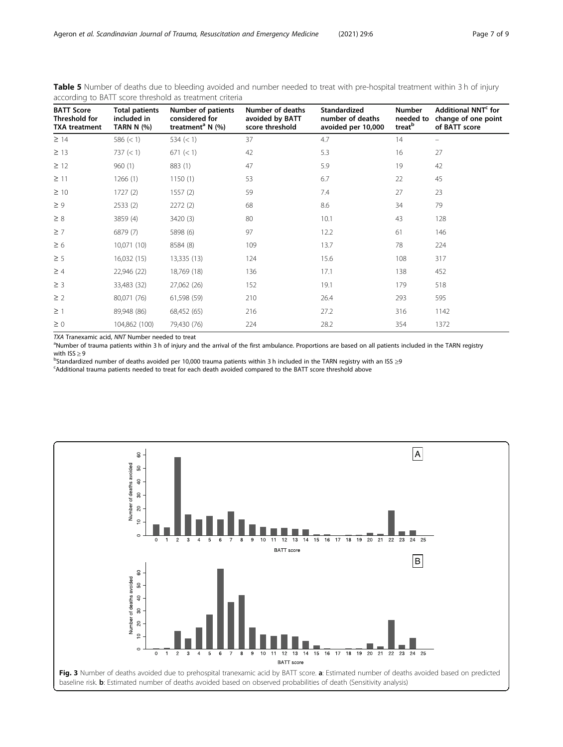**Table 5** Number of deaths due to bleeding avoided and number needed to treat with pre-hospital treatment within 3 h of injury according to BATT score threshold as treatment criteria

| BATT Score Threshold for TXA treatment | Total patients included in TARN N (%) | Number of patients considered for treatment[a] N (%) | Number of deaths avoided by BATT score threshold | Standardized number of deaths avoided per 10,000 | Number needed to treat[b] | Additional NNT[c] for change of one point of BATT score |
|---|---|---|---|---|---|---|
| ≥ 14 | 586 (< 1) | 534 (< 1) | 37 | 4.7 | 14 | – |
| ≥ 13 | 737 (< 1) | 671 (< 1) | 42 | 5.3 | 16 | 27 |
| ≥ 12 | 960 (1) | 883 (1) | 47 | 5.9 | 19 | 42 |
| ≥ 11 | 1266 (1) | 1150 (1) | 53 | 6.7 | 22 | 45 |
| ≥ 10 | 1727 (2) | 1557 (2) | 59 | 7.4 | 27 | 23 |
| ≥ 9 | 2533 (2) | 2272 (2) | 68 | 8.6 | 34 | 79 |
| ≥ 8 | 3859 (4) | 3420 (3) | 80 | 10.1 | 43 | 128 |
| ≥ 7 | 6879 (7) | 5898 (6) | 97 | 12.2 | 61 | 146 |
| ≥ 6 | 10,071 (10) | 8584 (8) | 109 | 13.7 | 78 | 224 |
| ≥ 5 | 16,032 (15) | 13,335 (13) | 124 | 15.6 | 108 | 317 |
| ≥ 4 | 22,946 (22) | 18,769 (18) | 136 | 17.1 | 138 | 452 |
| ≥ 3 | 33,483 (32) | 27,062 (26) | 152 | 19.1 | 179 | 518 |
| ≥ 2 | 80,071 (76) | 61,598 (59) | 210 | 26.4 | 293 | 595 |
| ≥ 1 | 89,948 (86) | 68,452 (65) | 216 | 27.2 | 316 | 1142 |
| ≥ 0 | 104,862 (100) | 79,430 (76) | 224 | 28.2 | 354 | 1372 |

*TXA* Tranexamic acid, *NNT* Number needed to treat

[a]Number of trauma patients within 3 h of injury and the arrival of the first ambulance. Proportions are based on all patients included in the TARN registry with ISS ≥ 9

[b]Standardized number of deaths avoided per 10,000 trauma patients within 3 h included in the TARN registry with an ISS ≥9

[c]Additional trauma patients needed to treat for each death avoided compared to the BATT score threshold above

**Fig. 3** Number of deaths avoided due to prehospital tranexamic acid by BATT score. **a**: Estimated number of deaths avoided based on predicted baseline risk. **b**: Estimated number of deaths avoided based on observed probabilities of death (Sensitivity analysis)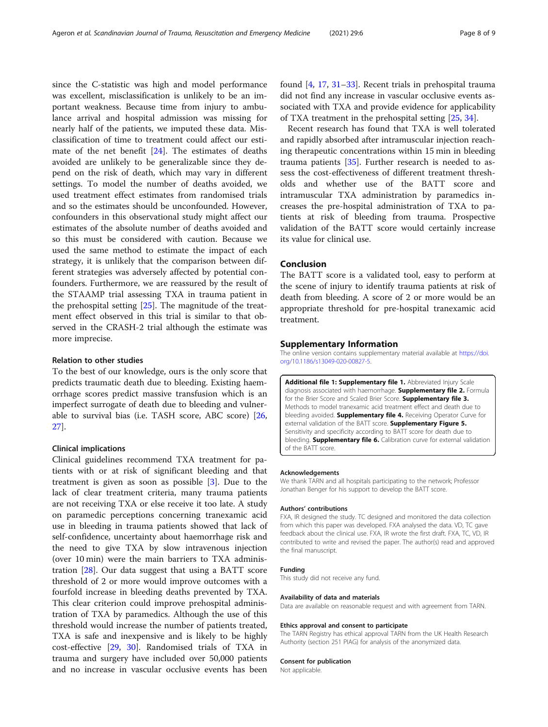since the C-statistic was high and model performance was excellent, misclassification is unlikely to be an important weakness. Because time from injury to ambulance arrival and hospital admission was missing for nearly half of the patients, we imputed these data. Misclassification of time to treatment could affect our estimate of the net benefit [24]. The estimates of deaths avoided are unlikely to be generalizable since they depend on the risk of death, which may vary in different settings. To model the number of deaths avoided, we used treatment effect estimates from randomised trials and so the estimates should be unconfounded. However, confounders in this observational study might affect our estimates of the absolute number of deaths avoided and so this must be considered with caution. Because we used the same method to estimate the impact of each strategy, it is unlikely that the comparison between different strategies was adversely affected by potential confounders. Furthermore, we are reassured by the result of the STAAMP trial assessing TXA in trauma patient in the prehospital setting [25]. The magnitude of the treatment effect observed in this trial is similar to that observed in the CRASH-2 trial although the estimate was more imprecise.

### Relation to other studies

To the best of our knowledge, ours is the only score that predicts traumatic death due to bleeding. Existing haemorrhage scores predict massive transfusion which is an imperfect surrogate of death due to bleeding and vulnerable to survival bias (i.e. TASH score, ABC score) [26, 27].

### Clinical implications

Clinical guidelines recommend TXA treatment for patients with or at risk of significant bleeding and that treatment is given as soon as possible [3]. Due to the lack of clear treatment criteria, many trauma patients are not receiving TXA or else receive it too late. A study on paramedic perceptions concerning tranexamic acid use in bleeding in trauma patients showed that lack of self-confidence, uncertainty about haemorrhage risk and the need to give TXA by slow intravenous injection (over 10 min) were the main barriers to TXA administration [28]. Our data suggest that using a BATT score threshold of 2 or more would improve outcomes with a fourfold increase in bleeding deaths prevented by TXA. This clear criterion could improve prehospital administration of TXA by paramedics. Although the use of this threshold would increase the number of patients treated, TXA is safe and inexpensive and is likely to be highly cost-effective [29, 30]. Randomised trials of TXA in trauma and surgery have included over 50,000 patients and no increase in vascular occlusive events has been found [4, 17, 31–33]. Recent trials in prehospital trauma did not find any increase in vascular occlusive events associated with TXA and provide evidence for applicability of TXA treatment in the prehospital setting [25, 34].

Recent research has found that TXA is well tolerated and rapidly absorbed after intramuscular injection reaching therapeutic concentrations within 15 min in bleeding trauma patients [35]. Further research is needed to assess the cost-effectiveness of different treatment thresholds and whether use of the BATT score and intramuscular TXA administration by paramedics increases the pre-hospital administration of TXA to patients at risk of bleeding from trauma. Prospective validation of the BATT score would certainly increase its value for clinical use.

## Conclusion

The BATT score is a validated tool, easy to perform at the scene of injury to identify trauma patients at risk of death from bleeding. A score of 2 or more would be an appropriate threshold for pre-hospital tranexamic acid treatment.

## Supplementary Information

The online version contains supplementary material available at https://doi.org/10.1186/s13049-020-00827-5.

**Additional file 1: Supplementary file 1.** Abbreviated Injury Scale diagnosis associated with haemorrhage. **Supplementary file 2.** Formula for the Brier Score and Scaled Brier Score. **Supplementary file 3.** Methods to model tranexamic acid treatment effect and death due to bleeding avoided. **Supplementary file 4.** Receiving Operator Curve for external validation of the BATT score. **Supplementary Figure 5.** Sensitivity and specificity according to BATT score for death due to bleeding. **Supplementary file 6.** Calibration curve for external validation of the BATT score.

#### Acknowledgements

We thank TARN and all hospitals participating to the network; Professor Jonathan Benger for his support to develop the BATT score.

#### Authors' contributions

FXA, IR designed the study. TC designed and monitored the data collection from which this paper was developed. FXA analysed the data. VD, TC gave feedback about the clinical use. FXA, IR wrote the first draft. FXA, TC, VD, IR contributed to write and revised the paper. The author(s) read and approved the final manuscript.

#### Funding

This study did not receive any fund.

#### Availability of data and materials

Data are available on reasonable request and with agreement from TARN.

#### Ethics approval and consent to participate

The TARN Registry has ethical approval TARN from the UK Health Research Authority (section 251 PIAG) for analysis of the anonymized data.

#### Consent for publication

Not applicable.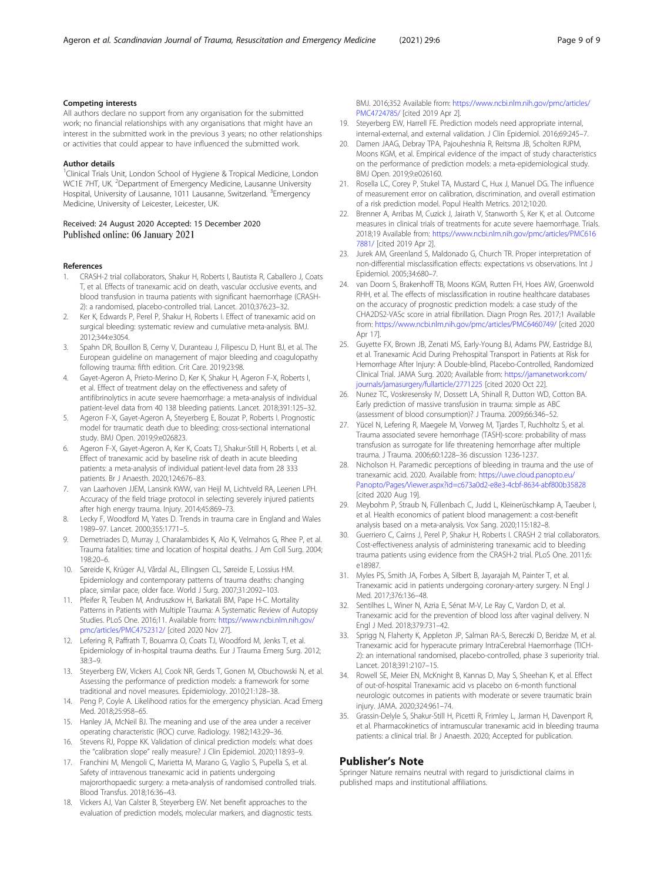### Competing interests

All authors declare no support from any organisation for the submitted work; no financial relationships with any organisations that might have an interest in the submitted work in the previous 3 years; no other relationships or activities that could appear to have influenced the submitted work.

### Author details

[1]Clinical Trials Unit, London School of Hygiene & Tropical Medicine, London WC1E 7HT, UK. [2]Department of Emergency Medicine, Lausanne University Hospital, University of Lausanne, 1011 Lausanne, Switzerland. [3]Emergency Medicine, University of Leicester, Leicester, UK.

Received: 24 August 2020 Accepted: 15 December 2020
Published online: 06 January 2021

### References

1. CRASH-2 trial collaborators, Shakur H, Roberts I, Bautista R, Caballero J, Coats T, et al. Effects of tranexamic acid on death, vascular occlusive events, and blood transfusion in trauma patients with significant haemorrhage (CRASH-2): a randomised, placebo-controlled trial. Lancet. 2010;376:23–32.
2. Ker K, Edwards P, Perel P, Shakur H, Roberts I. Effect of tranexamic acid on surgical bleeding: systematic review and cumulative meta-analysis. BMJ. 2012;344:e3054.
3. Spahn DR, Bouillon B, Cerny V, Duranteau J, Filipescu D, Hunt BJ, et al. The European guideline on management of major bleeding and coagulopathy following trauma: fifth edition. Crit Care. 2019;23:98.
4. Gayet-Ageron A, Prieto-Merino D, Ker K, Shakur H, Ageron F-X, Roberts I, et al. Effect of treatment delay on the effectiveness and safety of antifibrinolytics in acute severe haemorrhage: a meta-analysis of individual patient-level data from 40 138 bleeding patients. Lancet. 2018;391:125–32.
5. Ageron F-X, Gayet-Ageron A, Steyerberg E, Bouzat P, Roberts I. Prognostic model for traumatic death due to bleeding: cross-sectional international study. BMJ Open. 2019;9:e026823.
6. Ageron F-X, Gayet-Ageron A, Ker K, Coats TJ, Shakur-Still H, Roberts I, et al. Effect of tranexamic acid by baseline risk of death in acute bleeding patients: a meta-analysis of individual patient-level data from 28 333 patients. Br J Anaesth. 2020;124:676–83.
7. van Laarhoven JJEM, Lansink KWW, van Heijl M, Lichtveld RA, Leenen LPH. Accuracy of the field triage protocol in selecting severely injured patients after high energy trauma. Injury. 2014;45:869–73.
8. Lecky F, Woodford M, Yates D. Trends in trauma care in England and Wales 1989–97. Lancet. 2000;355:1771–5.
9. Demetriades D, Murray J, Charalambides K, Alo K, Velmahos G, Rhee P, et al. Trauma fatalities: time and location of hospital deaths. J Am Coll Surg. 2004;198:20–6.
10. Søreide K, Krüger AJ, Vårdal AL, Ellingsen CL, Søreide E, Lossius HM. Epidemiology and contemporary patterns of trauma deaths: changing place, similar pace, older face. World J Surg. 2007;31:2092–103.
11. Pfeifer R, Teuben M, Andruszkow H, Barkatali BM, Pape H-C. Mortality Patterns in Patients with Multiple Trauma: A Systematic Review of Autopsy Studies. PLoS One. 2016;11. Available from: https://www.ncbi.nlm.nih.gov/pmc/articles/PMC4752312/ [cited 2020 Nov 27].
12. Lefering R, Paffrath T, Bouamra O, Coats TJ, Woodford M, Jenks T, et al. Epidemiology of in-hospital trauma deaths. Eur J Trauma Emerg Surg. 2012;38:3–9.
13. Steyerberg EW, Vickers AJ, Cook NR, Gerds T, Gonen M, Obuchowski N, et al. Assessing the performance of prediction models: a framework for some traditional and novel measures. Epidemiology. 2010;21:128–38.
14. Peng P, Coyle A. Likelihood ratios for the emergency physician. Acad Emerg Med. 2018;25:958–65.
15. Hanley JA, McNeil BJ. The meaning and use of the area under a receiver operating characteristic (ROC) curve. Radiology. 1982;143:29–36.
16. Stevens RJ, Poppe KK. Validation of clinical prediction models: what does the "calibration slope" really measure? J Clin Epidemiol. 2020;118:93–9.
17. Franchini M, Mengoli C, Marietta M, Marano G, Vaglio S, Pupella S, et al. Safety of intravenous tranexamic acid in patients undergoing majororthopaedic surgery: a meta-analysis of randomised controlled trials. Blood Transfus. 2018;16:36–43.
18. Vickers AJ, Van Calster B, Steyerberg EW. Net benefit approaches to the evaluation of prediction models, molecular markers, and diagnostic tests. BMJ. 2016;352 Available from: https://www.ncbi.nlm.nih.gov/pmc/articles/PMC4724785/ [cited 2019 Apr 2].
19. Steyerberg EW, Harrell FE. Prediction models need appropriate internal, internal-external, and external validation. J Clin Epidemiol. 2016;69:245–7.
20. Damen JAAG, Debray TPA, Pajouheshnia R, Reitsma JB, Scholten RJPM, Moons KGM, et al. Empirical evidence of the impact of study characteristics on the performance of prediction models: a meta-epidemiological study. BMJ Open. 2019;9:e026160.
21. Rosella LC, Corey P, Stukel TA, Mustard C, Hux J, Manuel DG. The influence of measurement error on calibration, discrimination, and overall estimation of a risk prediction model. Popul Health Metrics. 2012;10:20.
22. Brenner A, Arribas M, Cuzick J, Jairath V, Stanworth S, Ker K, et al. Outcome measures in clinical trials of treatments for acute severe haemorrhage. Trials. 2018;19 Available from: https://www.ncbi.nlm.nih.gov/pmc/articles/PMC6167881/ [cited 2019 Apr 2].
23. Jurek AM, Greenland S, Maldonado G, Church TR. Proper interpretation of non-differential misclassification effects: expectations vs observations. Int J Epidemiol. 2005;34:680–7.
24. van Doorn S, Brakenhoff TB, Moons KGM, Rutten FH, Hoes AW, Groenwold RHH, et al. The effects of misclassification in routine healthcare databases on the accuracy of prognostic prediction models: a case study of the CHA2DS2-VASc score in atrial fibrillation. Diagn Progn Res. 2017;1 Available from: https://www.ncbi.nlm.nih.gov/pmc/articles/PMC6460749/ [cited 2020 Apr 17].
25. Guyette FX, Brown JB, Zenati MS, Early-Young BJ, Adams PW, Eastridge BJ, et al. Tranexamic Acid During Prehospital Transport in Patients at Risk for Hemorrhage After Injury: A Double-blind, Placebo-Controlled, Randomized Clinical Trial. JAMA Surg. 2020; Available from: https://jamanetwork.com/journals/jamasurgery/fullarticle/2771225 [cited 2020 Oct 22].
26. Nunez TC, Voskresensky IV, Dossett LA, Shinall R, Dutton WD, Cotton BA. Early prediction of massive transfusion in trauma: simple as ABC (assessment of blood consumption)? J Trauma. 2009;66:346–52.
27. Yücel N, Lefering R, Maegele M, Vorweg M, Tjardes T, Ruchholtz S, et al. Trauma associated severe hemorrhage (TASH)-score: probability of mass transfusion as surrogate for life threatening hemorrhage after multiple trauma. J Trauma. 2006;60:1228–36 discussion 1236-1237.
28. Nicholson H. Paramedic perceptions of bleeding in trauma and the use of tranexamic acid. 2020. Available from: https://uwe.cloud.panopto.eu/Panopto/Pages/Viewer.aspx?id=c673a0d2-e8e3-4cbf-8634-abf800b35828 [cited 2020 Aug 19].
29. Meybohm P, Straub N, Füllenbach C, Judd L, Kleinerüschkamp A, Taeuber I, et al. Health economics of patient blood management: a cost-benefit analysis based on a meta-analysis. Vox Sang. 2020;115:182–8.
30. Guerriero C, Cairns J, Perel P, Shakur H, Roberts I. CRASH 2 trial collaborators. Cost-effectiveness analysis of administering tranexamic acid to bleeding trauma patients using evidence from the CRASH-2 trial. PLoS One. 2011;6:e18987.
31. Myles PS, Smith JA, Forbes A, Silbert B, Jayarajah M, Painter T, et al. Tranexamic acid in patients undergoing coronary-artery surgery. N Engl J Med. 2017;376:136–48.
32. Sentilhes L, Winer N, Azria E, Sénat M-V, Le Ray C, Vardon D, et al. Tranexamic acid for the prevention of blood loss after vaginal delivery. N Engl J Med. 2018;379:731–42.
33. Sprigg N, Flaherty K, Appleton JP, Salman RA-S, Bereczki D, Beridze M, et al. Tranexamic acid for hyperacute primary IntraCerebral Haemorrhage (TICH-2): an international randomised, placebo-controlled, phase 3 superiority trial. Lancet. 2018;391:2107–15.
34. Rowell SE, Meier EN, McKnight B, Kannas D, May S, Sheehan K, et al. Effect of out-of-hospital Tranexamic acid vs placebo on 6-month functional neurologic outcomes in patients with moderate or severe traumatic brain injury. JAMA. 2020;324:961–74.
35. Grassin-Delyle S, Shakur-Still H, Picetti R, Frimley L, Jarman H, Davenport R, et al. Pharmacokinetics of intramuscular tranexamic acid in bleeding trauma patients: a clinical trial. Br J Anaesth. 2020; Accepted for publication.

## Publisher's Note

Springer Nature remains neutral with regard to jurisdictional claims in published maps and institutional affiliations.